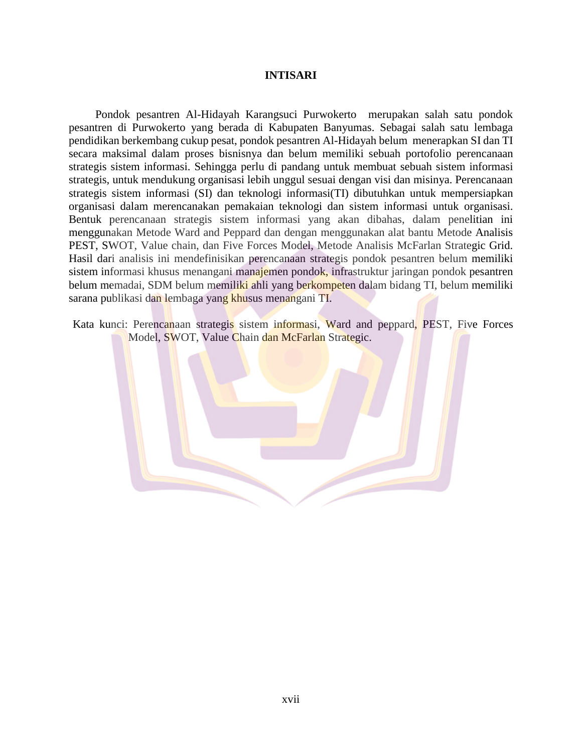# INTISARI

Pondok pesantren Al-Hidayah Karangsuci Purwokerto merupakan salah satu pondok pesantren di Purwokerto yang berada di Kabupaten Banyumas. Sebagai salah satu lembaga pendidikan berkembang cukup pesat, pondok pesantren Al-Hidayah belum menerapkan SI dan TI secara maksimal dalam proses bisnisnya dan belum memiliki sebuah portofolio perencanaan strategis sistem informasi. Sehingga perlu di pandang untuk membuat sebuah sistem informasi strategis, untuk mendukung organisasi lebih unggul sesuai dengan visi dan misinya. Perencanaan strategis sistem informasi (SI) dan teknologi informasi(TI) dibutuhkan untuk mempersiapkan organisasi dalam merencanakan pemakaian teknologi dan sistem informasi untuk organisasi. Bentuk perencanaan strategis sistem informasi yang akan dibahas, dalam penelitian ini menggunakan Metode Ward and Peppard dan dengan menggunakan alat bantu Metode Analisis PEST, SWOT, Value chain, dan Five Forces Model, Metode Analisis McFarlan Strategic Grid. Hasil dari analisis ini mendefinisikan perencanaan strategis pondok pesantren belum memiliki sistem informasi khusus menangani manajemen pondok, infrastruktur jaringan pondok pesantren belum memadai, SDM belum memiliki ahli yang berkompeten dalam bidang TI, belum memiliki sarana publikasi dan lembaga yang khusus menangani TI.

Kata kunci: Perencanaan strategis sistem informasi, Ward and peppard, PEST, Five Forces Model, SWOT, Value Chain dan McFarlan Strategic.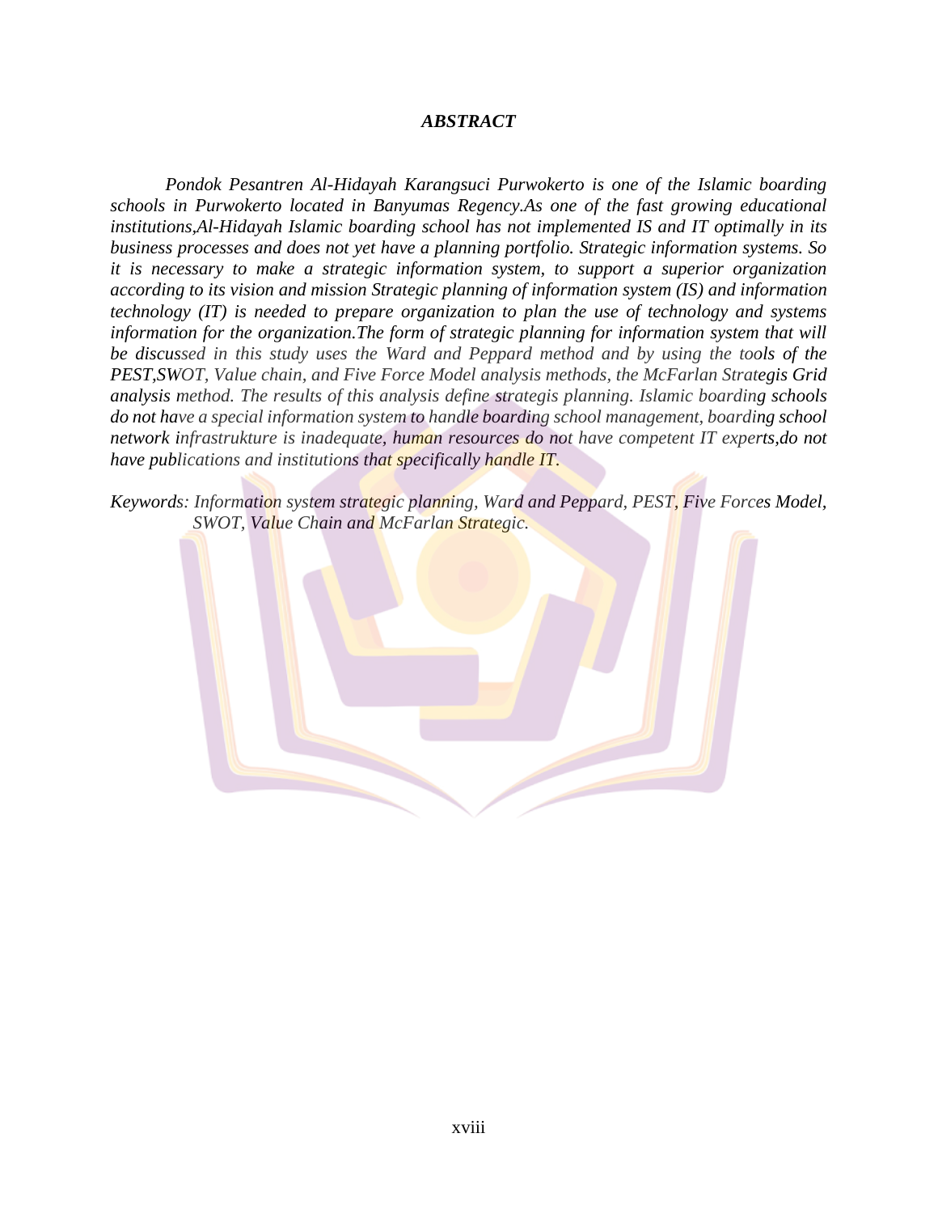# *ABSTRACT*

*Pondok Pesantren Al-Hidayah Karangsuci Purwokerto is one of the Islamic boarding schools in Purwokerto located in Banyumas Regency.As one of the fast growing educational institutions,Al-Hidayah Islamic boarding school has not implemented IS and IT optimally in its business processes and does not yet have a planning portfolio. Strategic information systems. So it is necessary to make a strategic information system, to support a superior organization according to its vision and mission Strategic planning of information system (IS) and information technology (IT) is needed to prepare organization to plan the use of technology and systems information for the organization.The form of strategic planning for information system that will be discussed in this study uses the Ward and Peppard method and by using the tools of the PEST,SWOT, Value chain, and Five Force Model analysis methods, the McFarlan Strategis Grid analysis method. The results of this analysis define strategis planning. Islamic boarding schools do not have a special information system to handle boarding school management, boarding school network infrastrukture is inadequate, human resources do not have competent IT experts,do not have publications and institutions that specifically handle IT.*

*Keywords: Information system strategic planning, Ward and Peppard, PEST, Five Forces Model, SWOT, Value Chain and McFarlan Strategic.*